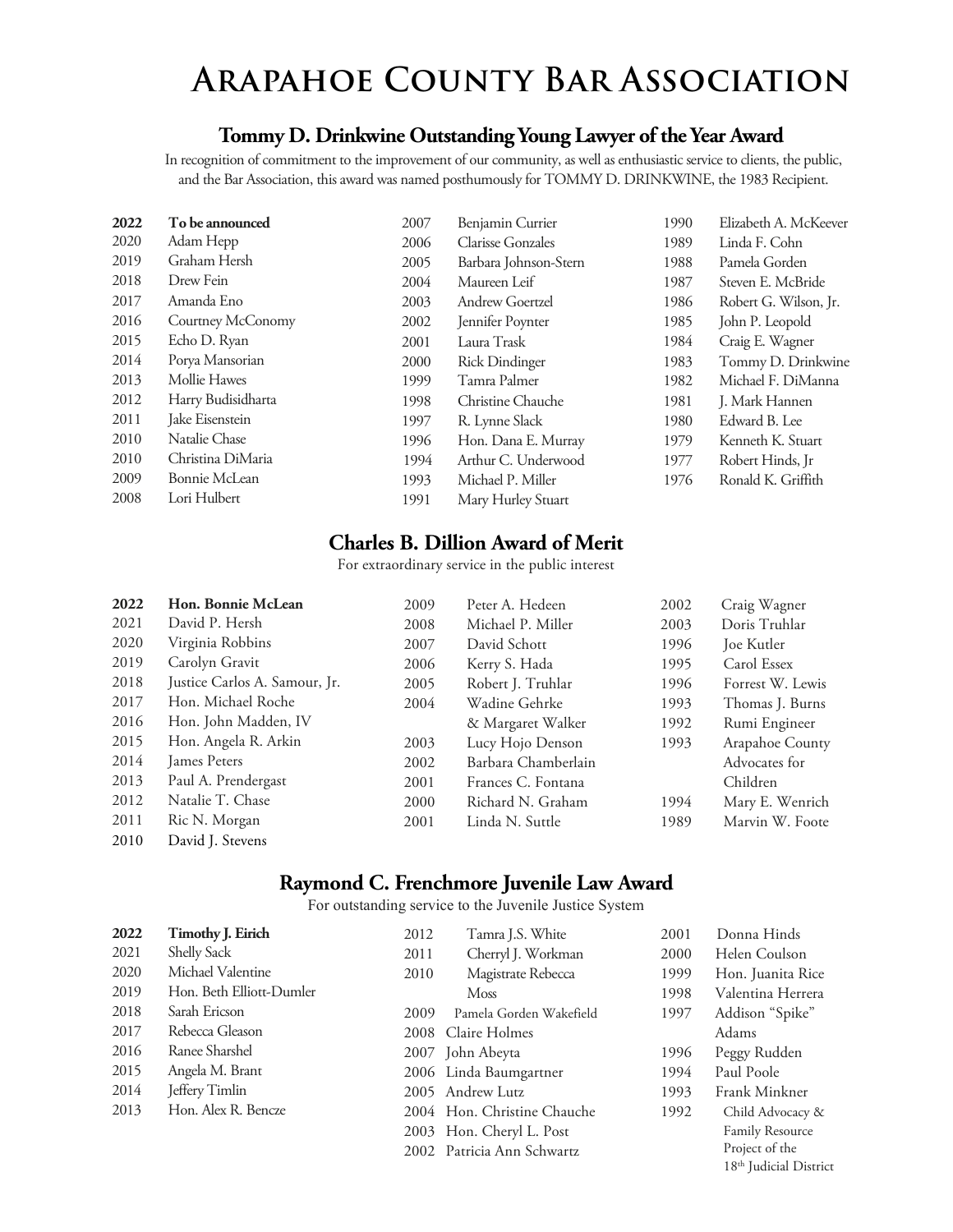# Arapahoe County Bar Association

## Tommy D. Drinkwine Outstanding Young Lawyer of the Year Award

In recognition of commitment to the improvement of our community, as well as enthusiastic service to clients, the public, and the Bar Association, this award was named posthumously for TOMMY D. DRINKWINE, the 1983 Recipient.

**2022 To be announced**
2020 Adam Hepp
2019 Graham Hersh
2018 Drew Fein
2017 Amanda Eno
2016 Courtney McConomy
2015 Echo D. Ryan
2014 Porya Mansorian
2013 Mollie Hawes
2012 Harry Budisidharta
2011 Jake Eisenstein
2010 Natalie Chase
2010 Christina DiMaria
2009 Bonnie McLean
2008 Lori Hulbert
2007 Benjamin Currier
2006 Clarisse Gonzales
2005 Barbara Johnson-Stern
2004 Maureen Leif
2003 Andrew Goertzel
2002 Jennifer Poynter
2001 Laura Trask
2000 Rick Dindinger
1999 Tamra Palmer
1998 Christine Chauche
1997 R. Lynne Slack
1996 Hon. Dana E. Murray
1994 Arthur C. Underwood
1993 Michael P. Miller
1991 Mary Hurley Stuart
1990 Elizabeth A. McKeever
1989 Linda F. Cohn
1988 Pamela Gorden
1987 Steven E. McBride
1986 Robert G. Wilson, Jr.
1985 John P. Leopold
1984 Craig E. Wagner
1983 Tommy D. Drinkwine
1982 Michael F. DiManna
1981 J. Mark Hannen
1980 Edward B. Lee
1979 Kenneth K. Stuart
1977 Robert Hinds, Jr
1976 Ronald K. Griffith

## Charles B. Dillion Award of Merit

For extraordinary service in the public interest

**2022 Hon. Bonnie McLean**
2021 David P. Hersh
2020 Virginia Robbins
2019 Carolyn Gravit
2018 Justice Carlos A. Samour, Jr.
2017 Hon. Michael Roche
2016 Hon. John Madden, IV
2015 Hon. Angela R. Arkin
2014 James Peters
2013 Paul A. Prendergast
2012 Natalie T. Chase
2011 Ric N. Morgan
2010 David J. Stevens
2009 Peter A. Hedeen
2008 Michael P. Miller
2007 David Schott
2006 Kerry S. Hada
2005 Robert J. Truhlar
2004 Wadine Gehrke & Margaret Walker
2003 Lucy Hojo Denson
2002 Barbara Chamberlain
2001 Frances C. Fontana
2000 Richard N. Graham
2001 Linda N. Suttle
2002 Craig Wagner
2003 Doris Truhlar
1996 Joe Kutler
1995 Carol Essex
1996 Forrest W. Lewis
1993 Thomas J. Burns
1992 Rumi Engineer
1993 Arapahoe County Advocates for Children
1994 Mary E. Wenrich
1989 Marvin W. Foote

## Raymond C. Frenchmore Juvenile Law Award

For outstanding service to the Juvenile Justice System

**2022 Timothy J. Eirich**
2021 Shelly Sack
2020 Michael Valentine
2019 Hon. Beth Elliott-Dumler
2018 Sarah Ericson
2017 Rebecca Gleason
2016 Ranee Sharshel
2015 Angela M. Brant
2014 Jeffery Timlin
2013 Hon. Alex R. Bencze
2012 Tamra J.S. White
2011 Cherryl J. Workman
2010 Magistrate Rebecca Moss
2009 Pamela Gorden Wakefield
2008 Claire Holmes
2007 John Abeyta
2006 Linda Baumgartner
2005 Andrew Lutz
2004 Hon. Christine Chauche
2003 Hon. Cheryl L. Post
2002 Patricia Ann Schwartz
2001 Donna Hinds
2000 Helen Coulson
1999 Hon. Juanita Rice
1998 Valentina Herrera
1997 Addison "Spike" Adams
1996 Peggy Rudden
1994 Paul Poole
1993 Frank Minkner
1992 Child Advocacy & Family Resource Project of the 18th Judicial District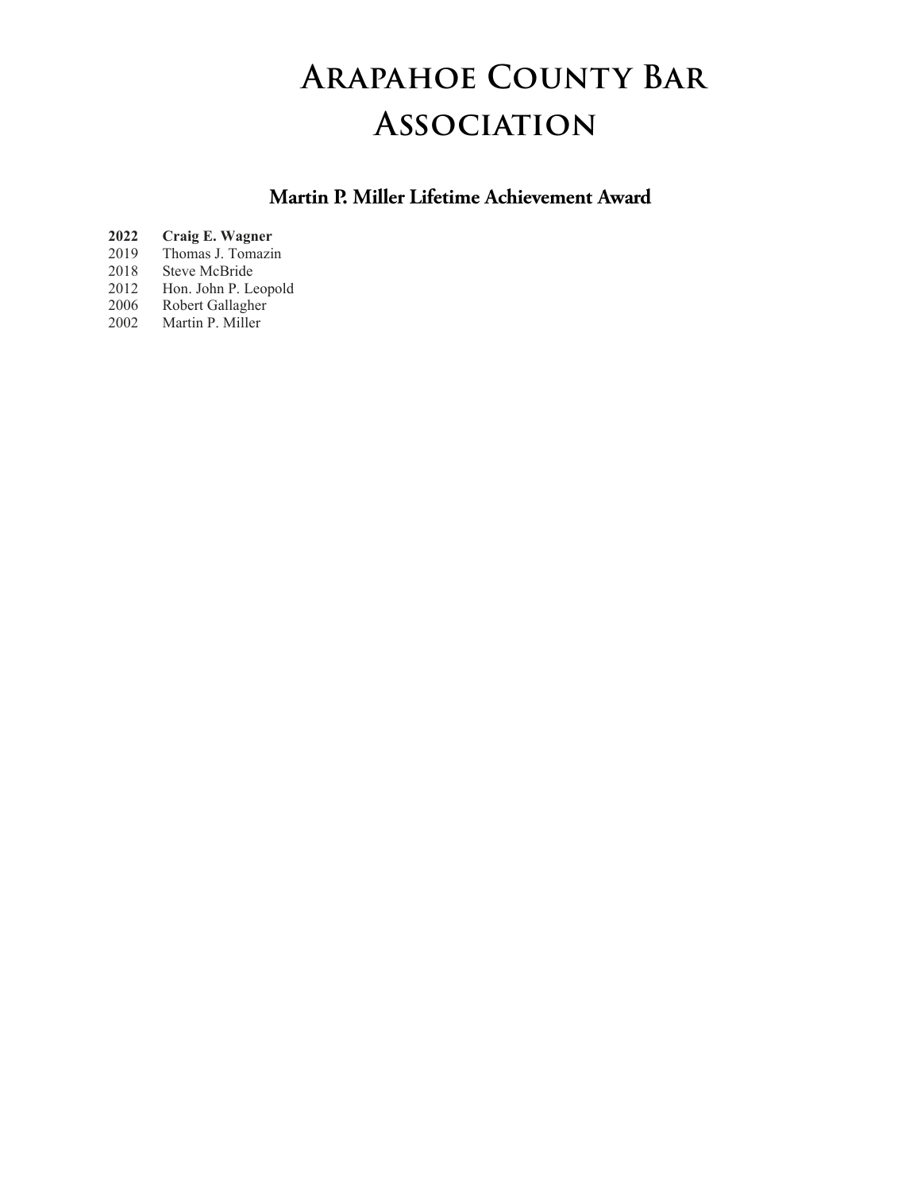# Arapahoe County Bar Association

## Martin P. Miller Lifetime Achievement Award

**2022 Craig E. Wagner**
2019 Thomas J. Tomazin
2018 Steve McBride
2012 Hon. John P. Leopold
2006 Robert Gallagher
2002 Martin P. Miller